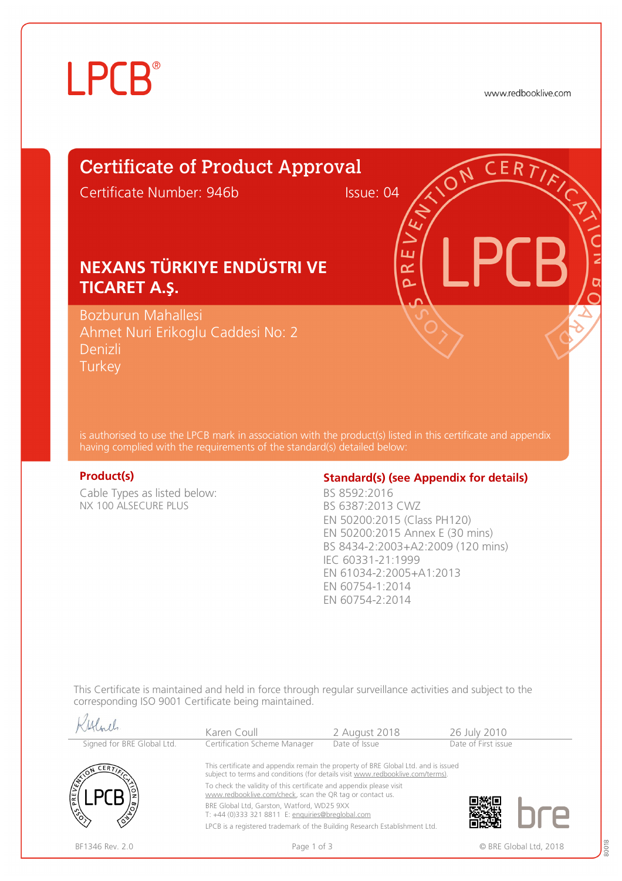LPCB®

www.redbooklive.com

# Certificate of Product Approval

Certificate Number: 946b Issue: 04

## NEXANS TÜRKIYE ENDÜSTRI VE TICARET A.Ş.

Bozburun Mahallesi
Ahmet Nuri Erikoglu Caddesi No: 2
Denizli
Turkey

is authorised to use the LPCB mark in association with the product(s) listed in this certificate and appendix having complied with the requirements of the standard(s) detailed below:

**Product(s)**

Cable Types as listed below:
NX 100 ALSECURE PLUS

**Standard(s) (see Appendix for details)**

BS 8592:2016
BS 6387:2013 CWZ
EN 50200:2015 (Class PH120)
EN 50200:2015 Annex E (30 mins)
BS 8434-2:2003+A2:2009 (120 mins)
IEC 60331-21:1999
EN 61034-2:2005+A1:2013
EN 60754-1:2014
EN 60754-2:2014

This Certificate is maintained and held in force through regular surveillance activities and subject to the corresponding ISO 9001 Certificate being maintained.

| Signed for BRE Global Ltd. | Karen Coull<br>Certification Scheme Manager | 2 August 2018<br>Date of Issue | 26 July 2010<br>Date of First issue |
|---|---|---|---|

This certificate and appendix remain the property of BRE Global Ltd. and is issued subject to terms and conditions (for details visit www.redbooklive.com/terms).

To check the validity of this certificate and appendix please visit www.redbooklive.com/check, scan the QR tag or contact us.

BRE Global Ltd, Garston, Watford, WD25 9XX
T: +44 (0)333 321 8811 E: enquiries@breglobal.com

LPCB is a registered trademark of the Building Research Establishment Ltd.

BF1346 Rev. 2.0 © BRE Global Ltd, 2018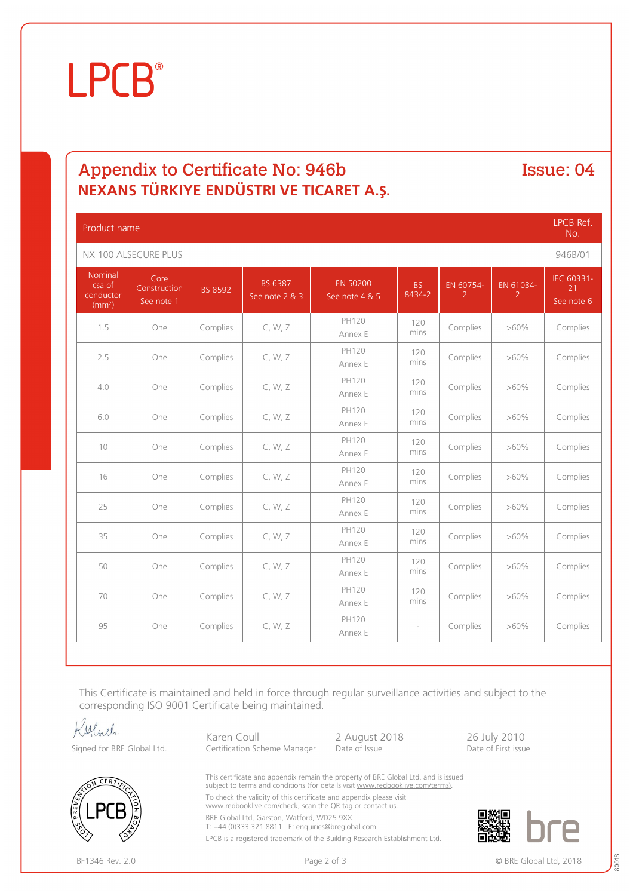LPCB®

## Appendix to Certificate No: 946b

Issue: 04

### NEXANS TÜRKIYE ENDÜSTRI VE TICARET A.Ş.

| Product name | | | | | | | | LPCB Ref. No. |
|---|---|---|---|---|---|---|---|---|
| NX 100 ALSECURE PLUS | | | | | | | | 946B/01 |
| Nominal csa of conductor (mm²) | Core Construction See note 1 | BS 8592 | BS 6387 See note 2 & 3 | EN 50200 See note 4 & 5 | BS 8434-2 | EN 60754-2 | EN 61034-2 | IEC 60331-21 See note 6 |
| 1.5 | One | Complies | C, W, Z | PH120 Annex E | 120 mins | Complies | >60% | Complies |
| 2.5 | One | Complies | C, W, Z | PH120 Annex E | 120 mins | Complies | >60% | Complies |
| 4.0 | One | Complies | C, W, Z | PH120 Annex E | 120 mins | Complies | >60% | Complies |
| 6.0 | One | Complies | C, W, Z | PH120 Annex E | 120 mins | Complies | >60% | Complies |
| 10 | One | Complies | C, W, Z | PH120 Annex E | 120 mins | Complies | >60% | Complies |
| 16 | One | Complies | C, W, Z | PH120 Annex E | 120 mins | Complies | >60% | Complies |
| 25 | One | Complies | C, W, Z | PH120 Annex E | 120 mins | Complies | >60% | Complies |
| 35 | One | Complies | C, W, Z | PH120 Annex E | 120 mins | Complies | >60% | Complies |
| 50 | One | Complies | C, W, Z | PH120 Annex E | 120 mins | Complies | >60% | Complies |
| 70 | One | Complies | C, W, Z | PH120 Annex E | 120 mins | Complies | >60% | Complies |
| 95 | One | Complies | C, W, Z | PH120 Annex E | - | Complies | >60% | Complies |

This Certificate is maintained and held in force through regular surveillance activities and subject to the corresponding ISO 9001 Certificate being maintained.

| Signed for BRE Global Ltd. | Karen Coull<br>Certification Scheme Manager | 2 August 2018<br>Date of Issue | 26 July 2010<br>Date of First issue |
|---|---|---|---|

This certificate and appendix remain the property of BRE Global Ltd. and is issued subject to terms and conditions (for details visit www.redbooklive.com/terms).

To check the validity of this certificate and appendix please visit www.redbooklive.com/check, scan the QR tag or contact us.

BRE Global Ltd, Garston, Watford, WD25 9XX
T: +44 (0)333 321 8811 E: enquiries@breglobal.com

LPCB is a registered trademark of the Building Research Establishment Ltd.

BF1346 Rev. 2.0

© BRE Global Ltd, 2018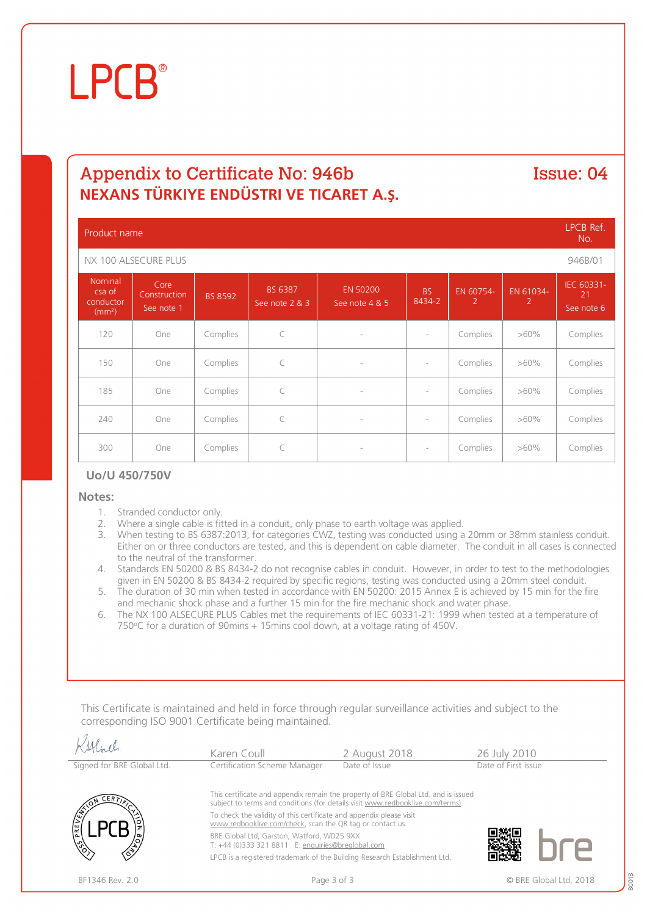# LPCB®

## Appendix to Certificate No: 946b

## Issue: 04

## NEXANS TÜRKIYE ENDÜSTRI VE TICARET A.Ş.

| Product name | LPCB Ref. No. |
|---|---|
| NX 100 ALSECURE PLUS | 946B/01 |

| Nominal csa of conductor (mm²) | Core Construction See note 1 | BS 8592 | BS 6387 See note 2 & 3 | EN 50200 See note 4 & 5 | BS 8434-2 | EN 60754-2 | EN 61034-2 | IEC 60331-21 See note 6 |
|---|---|---|---|---|---|---|---|---|
| 120 | One | Complies | C | - | - | Complies | >60% | Complies |
| 150 | One | Complies | C | - | - | Complies | >60% | Complies |
| 185 | One | Complies | C | - | - | Complies | >60% | Complies |
| 240 | One | Complies | C | - | - | Complies | >60% | Complies |
| 300 | One | Complies | C | - | - | Complies | >60% | Complies |

**Uo/U 450/750V**

**Notes:**

1. Stranded conductor only.
2. Where a single cable is fitted in a conduit, only phase to earth voltage was applied.
3. When testing to BS 6387:2013, for categories CWZ, testing was conducted using a 20mm or 38mm stainless conduit. Either on or three conductors are tested, and this is dependent on cable diameter. The conduit in all cases is connected to the neutral of the transformer.
4. Standards EN 50200 & BS 8434-2 do not recognise cables in conduit. However, in order to test to the methodologies given in EN 50200 & BS 8434-2 required by specific regions, testing was conducted using a 20mm steel conduit.
5. The duration of 30 min when tested in accordance with EN 50200: 2015 Annex E is achieved by 15 min for the fire and mechanic shock phase and a further 15 min for the fire mechanic shock and water phase.
6. The NX 100 ALSECURE PLUS Cables met the requirements of IEC 60331-21: 1999 when tested at a temperature of 750°C for a duration of 90mins + 15mins cool down, at a voltage rating of 450V.

This Certificate is maintained and held in force through regular surveillance activities and subject to the corresponding ISO 9001 Certificate being maintained.

| Signed for BRE Global Ltd. | Karen Coull<br>Certification Scheme Manager | 2 August 2018<br>Date of Issue | 26 July 2010<br>Date of First issue |
|---|---|---|---|

This certificate and appendix remain the property of BRE Global Ltd. and is issued subject to terms and conditions (for details visit www.redbooklive.com/terms).

To check the validity of this certificate and appendix please visit www.redbooklive.com/check, scan the QR tag or contact us.

BRE Global Ltd, Garston, Watford, WD25 9XX
T: +44 (0)333 321 8811 E: enquiries@breglobal.com

LPCB is a registered trademark of the Building Research Establishment Ltd.

BF1346 Rev. 2.0

© BRE Global Ltd, 2018